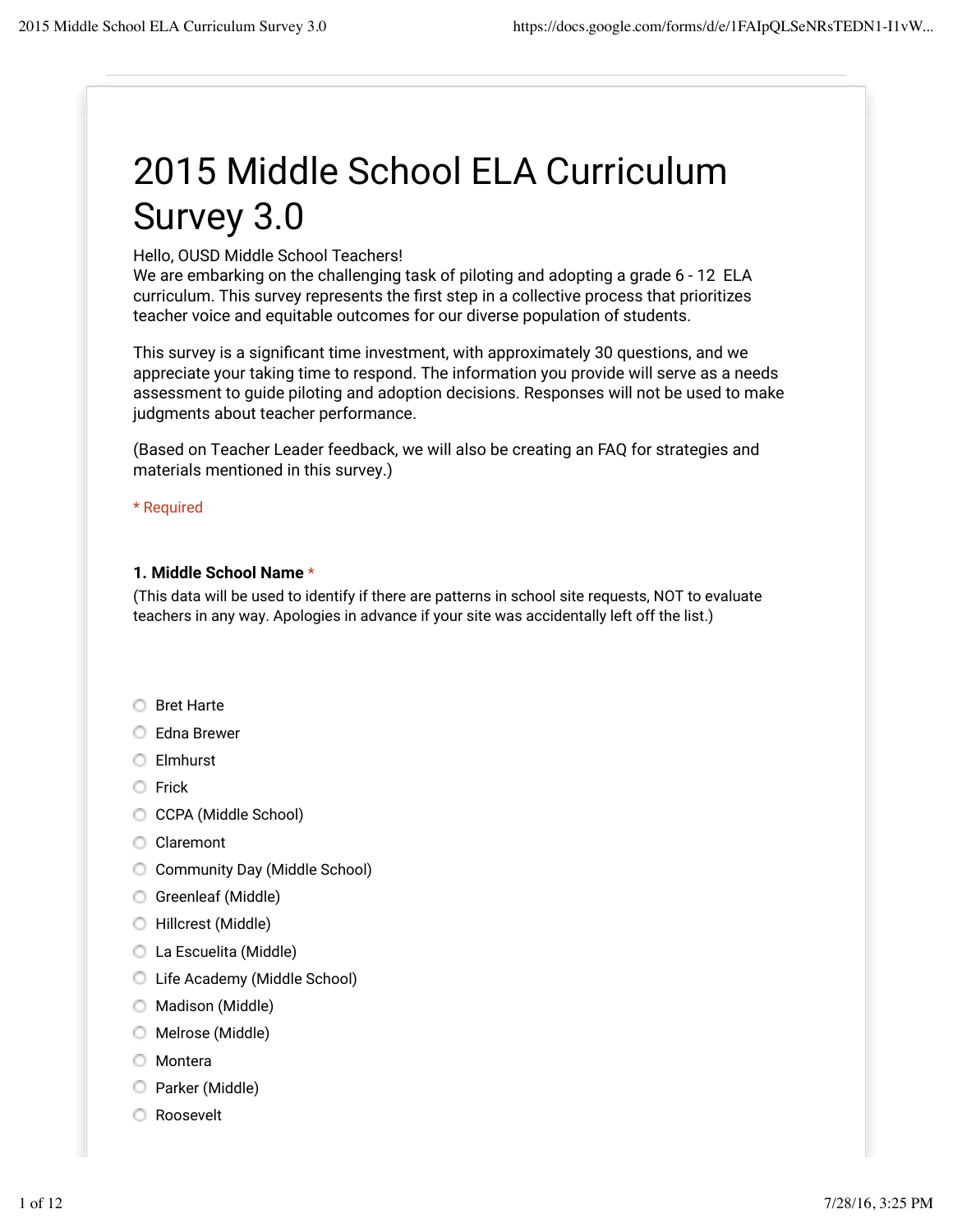# 2015 Middle School ELA Curriculum Survey 3.0

Hello, OUSD Middle School Teachers!
We are embarking on the challenging task of piloting and adopting a grade 6 - 12 ELA curriculum. This survey represents the first step in a collective process that prioritizes teacher voice and equitable outcomes for our diverse population of students.

This survey is a significant time investment, with approximately 30 questions, and we appreciate your taking time to respond. The information you provide will serve as a needs assessment to guide piloting and adoption decisions. Responses will not be used to make judgments about teacher performance.

(Based on Teacher Leader feedback, we will also be creating an FAQ for strategies and materials mentioned in this survey.)

\* Required

**1. Middle School Name** \*
(This data will be used to identify if there are patterns in school site requests, NOT to evaluate teachers in any way. Apologies in advance if your site was accidentally left off the list.)

- Bret Harte
- Edna Brewer
- Elmhurst
- Frick
- CCPA (Middle School)
- Claremont
- Community Day (Middle School)
- Greenleaf (Middle)
- Hillcrest (Middle)
- La Escuelita (Middle)
- Life Academy (Middle School)
- Madison (Middle)
- Melrose (Middle)
- Montera
- Parker (Middle)
- Roosevelt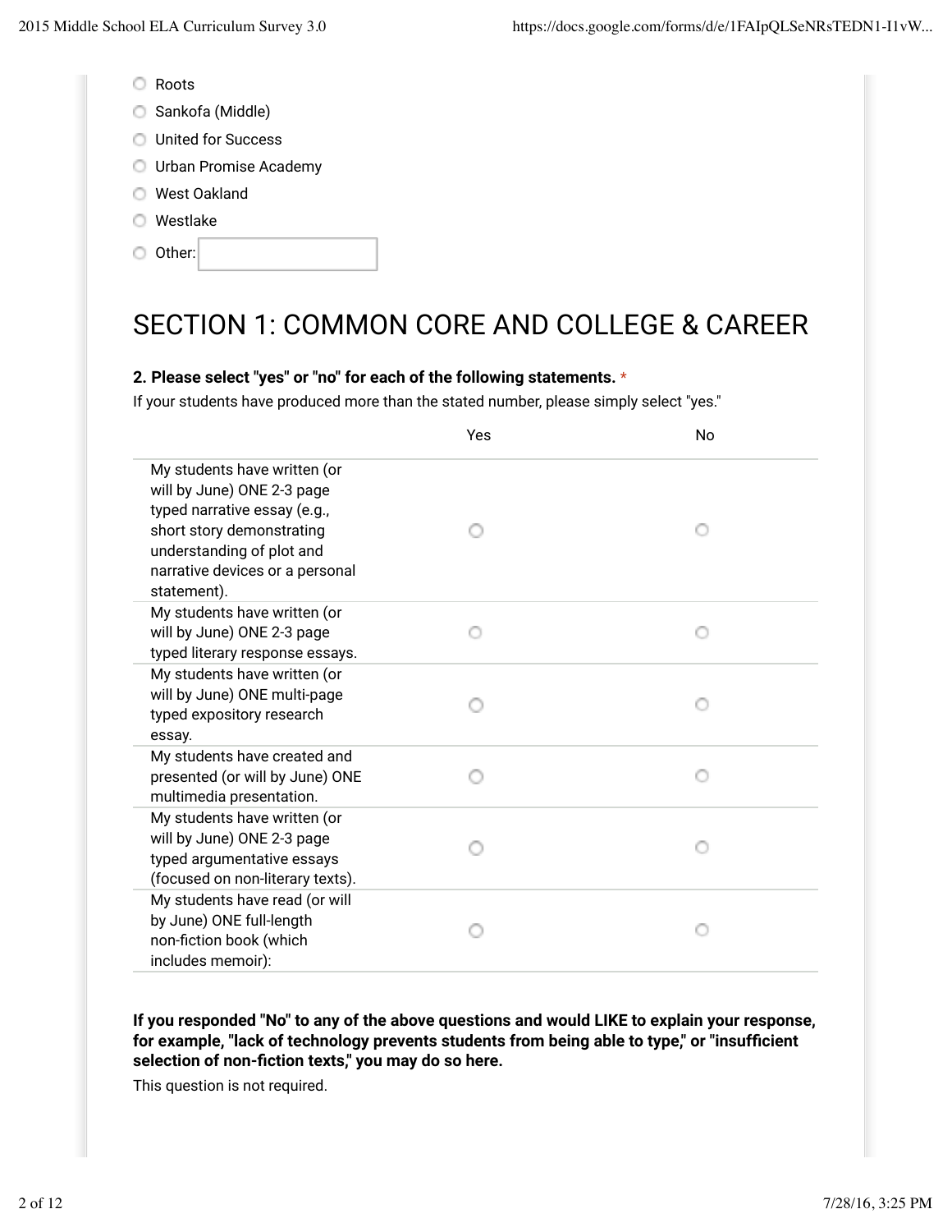- Roots
- Sankofa (Middle)
- United for Success
- Urban Promise Academy
- West Oakland
- Westlake
- Other: \_\_\_\_\_\_\_\_

# SECTION 1: COMMON CORE AND COLLEGE & CAREER

**2. Please select "yes" or "no" for each of the following statements.** *

If your students have produced more than the stated number, please simply select "yes."

| | Yes | No |
|---|---|---|
| My students have written (or will by June) ONE 2-3 page typed narrative essay (e.g., short story demonstrating understanding of plot and narrative devices or a personal statement). | ○ | ○ |
| My students have written (or will by June) ONE 2-3 page typed literary response essays. | ○ | ○ |
| My students have written (or will by June) ONE multi-page typed expository research essay. | ○ | ○ |
| My students have created and presented (or will by June) ONE multimedia presentation. | ○ | ○ |
| My students have written (or will by June) ONE 2-3 page typed argumentative essays (focused on non-literary texts). | ○ | ○ |
| My students have read (or will by June) ONE full-length non-fiction book (which includes memoir): | ○ | ○ |

**If you responded "No" to any of the above questions and would LIKE to explain your response, for example, "lack of technology prevents students from being able to type," or "insufficient selection of non-fiction texts," you may do so here.**

This question is not required.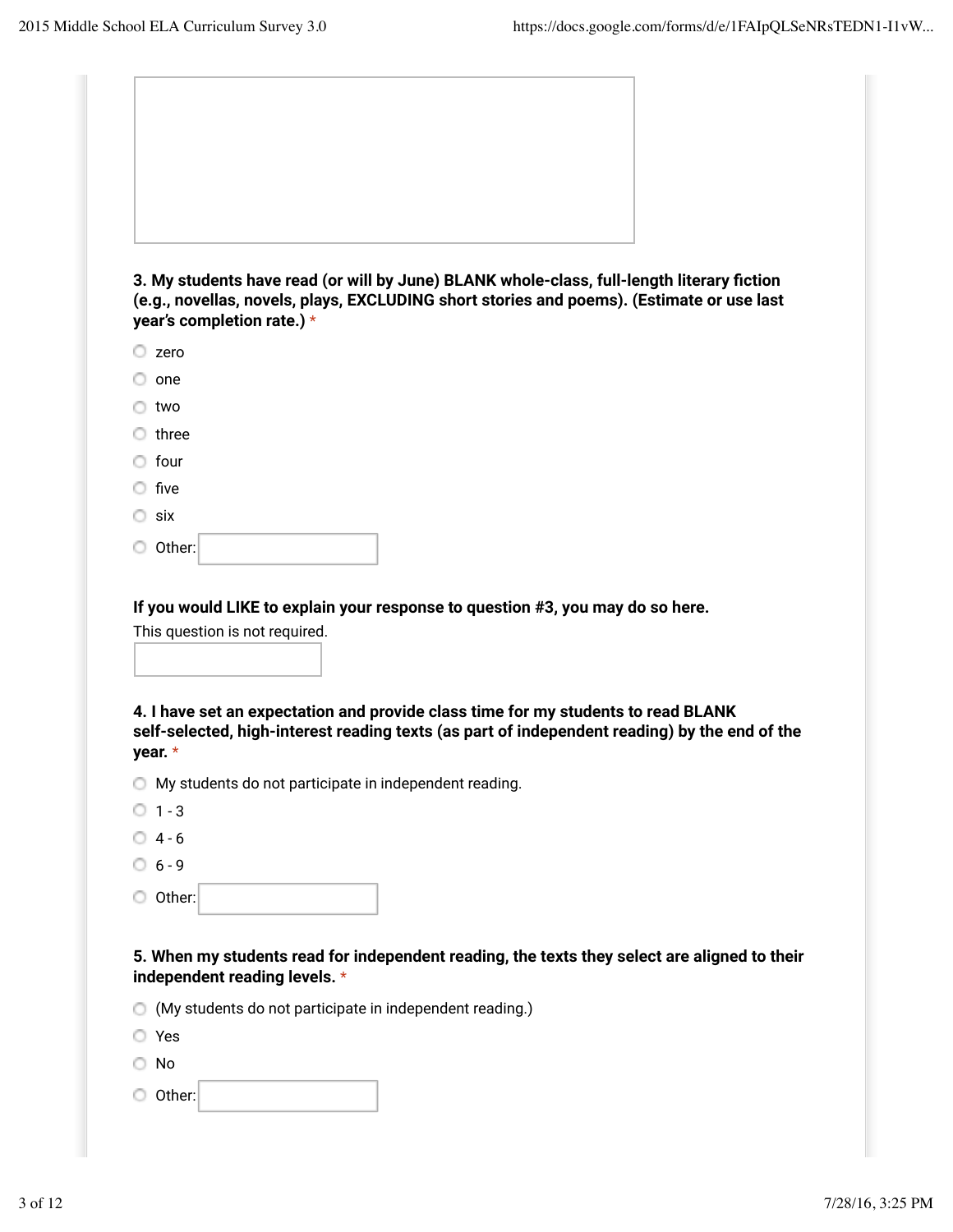**3. My students have read (or will by June) BLANK whole-class, full-length literary fiction (e.g., novellas, novels, plays, EXCLUDING short stories and poems). (Estimate or use last year's completion rate.)** *

- zero
- one
- two
- three
- four
- five
- six
- Other:

**If you would LIKE to explain your response to question #3, you may do so here.**

This question is not required.

**4. I have set an expectation and provide class time for my students to read BLANK self-selected, high-interest reading texts (as part of independent reading) by the end of the year.** *

- My students do not participate in independent reading.
- 1 - 3
- 4 - 6
- 6 - 9
- Other:

**5. When my students read for independent reading, the texts they select are aligned to their independent reading levels.** *

- (My students do not participate in independent reading.)
- Yes
- No
- Other: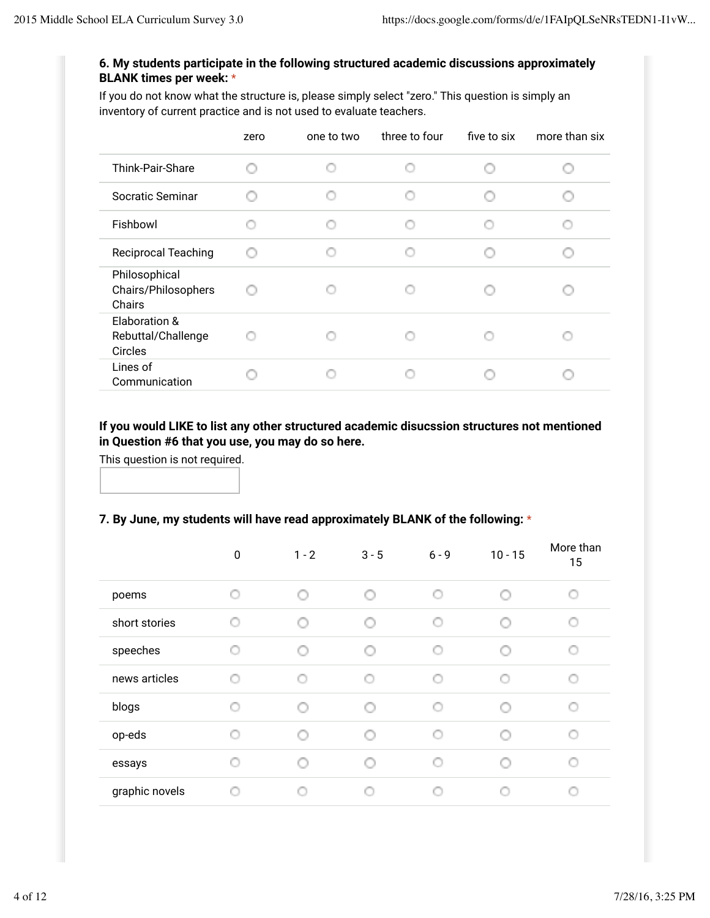**6. My students participate in the following structured academic discussions approximately BLANK times per week:** *

If you do not know what the structure is, please simply select "zero." This question is simply an inventory of current practice and is not used to evaluate teachers.

| | zero | one to two | three to four | five to six | more than six |
|---|---|---|---|---|---|
| Think-Pair-Share | ○ | ○ | ○ | ○ | ○ |
| Socratic Seminar | ○ | ○ | ○ | ○ | ○ |
| Fishbowl | ○ | ○ | ○ | ○ | ○ |
| Reciprocal Teaching | ○ | ○ | ○ | ○ | ○ |
| Philosophical Chairs/Philosophers Chairs | ○ | ○ | ○ | ○ | ○ |
| Elaboration & Rebuttal/Challenge Circles | ○ | ○ | ○ | ○ | ○ |
| Lines of Communication | ○ | ○ | ○ | ○ | ○ |

**If you would LIKE to list any other structured academic disucssion structures not mentioned in Question #6 that you use, you may do so here.**

This question is not required.

**7. By June, my students will have read approximately BLANK of the following:** *

| | 0 | 1 - 2 | 3 - 5 | 6 - 9 | 10 - 15 | More than 15 |
|---|---|---|---|---|---|---|
| poems | ○ | ○ | ○ | ○ | ○ | ○ |
| short stories | ○ | ○ | ○ | ○ | ○ | ○ |
| speeches | ○ | ○ | ○ | ○ | ○ | ○ |
| news articles | ○ | ○ | ○ | ○ | ○ | ○ |
| blogs | ○ | ○ | ○ | ○ | ○ | ○ |
| op-eds | ○ | ○ | ○ | ○ | ○ | ○ |
| essays | ○ | ○ | ○ | ○ | ○ | ○ |
| graphic novels | ○ | ○ | ○ | ○ | ○ | ○ |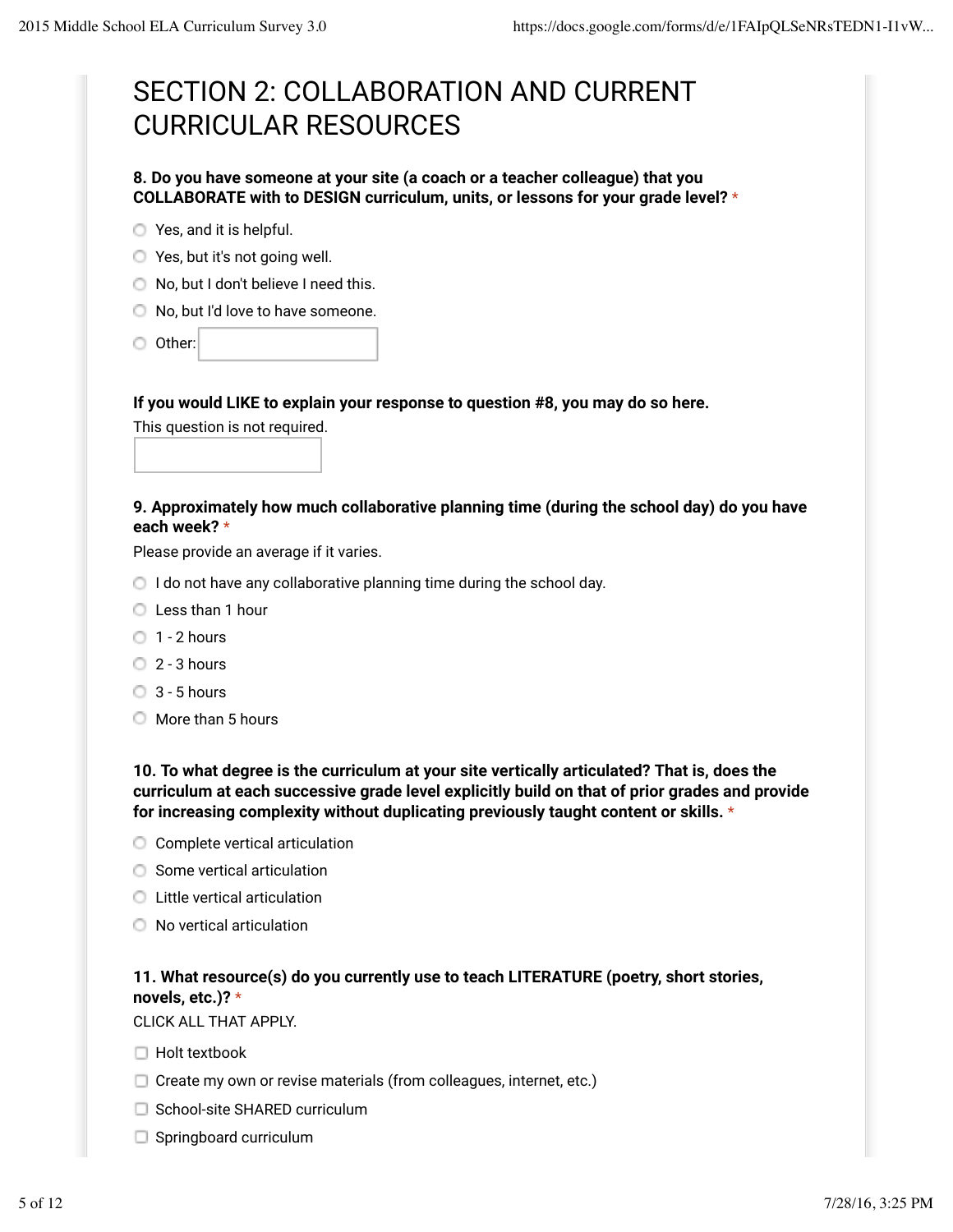## SECTION 2: COLLABORATION AND CURRENT CURRICULAR RESOURCES

**8. Do you have someone at your site (a coach or a teacher colleague) that you COLLABORATE with to DESIGN curriculum, units, or lessons for your grade level?** *

- ○ Yes, and it is helpful.
- ○ Yes, but it's not going well.
- ○ No, but I don't believe I need this.
- ○ No, but I'd love to have someone.
- ○ Other: ________

**If you would LIKE to explain your response to question #8, you may do so here.**

This question is not required.

________

**9. Approximately how much collaborative planning time (during the school day) do you have each week?** *

Please provide an average if it varies.

- ○ I do not have any collaborative planning time during the school day.
- ○ Less than 1 hour
- ○ 1 - 2 hours
- ○ 2 - 3 hours
- ○ 3 - 5 hours
- ○ More than 5 hours

**10. To what degree is the curriculum at your site vertically articulated? That is, does the curriculum at each successive grade level explicitly build on that of prior grades and provide for increasing complexity without duplicating previously taught content or skills.** *

- ○ Complete vertical articulation
- ○ Some vertical articulation
- ○ Little vertical articulation
- ○ No vertical articulation

**11. What resource(s) do you currently use to teach LITERATURE (poetry, short stories, novels, etc.)?** *

CLICK ALL THAT APPLY.

- ☐ Holt textbook
- ☐ Create my own or revise materials (from colleagues, internet, etc.)
- ☐ School-site SHARED curriculum
- ☐ Springboard curriculum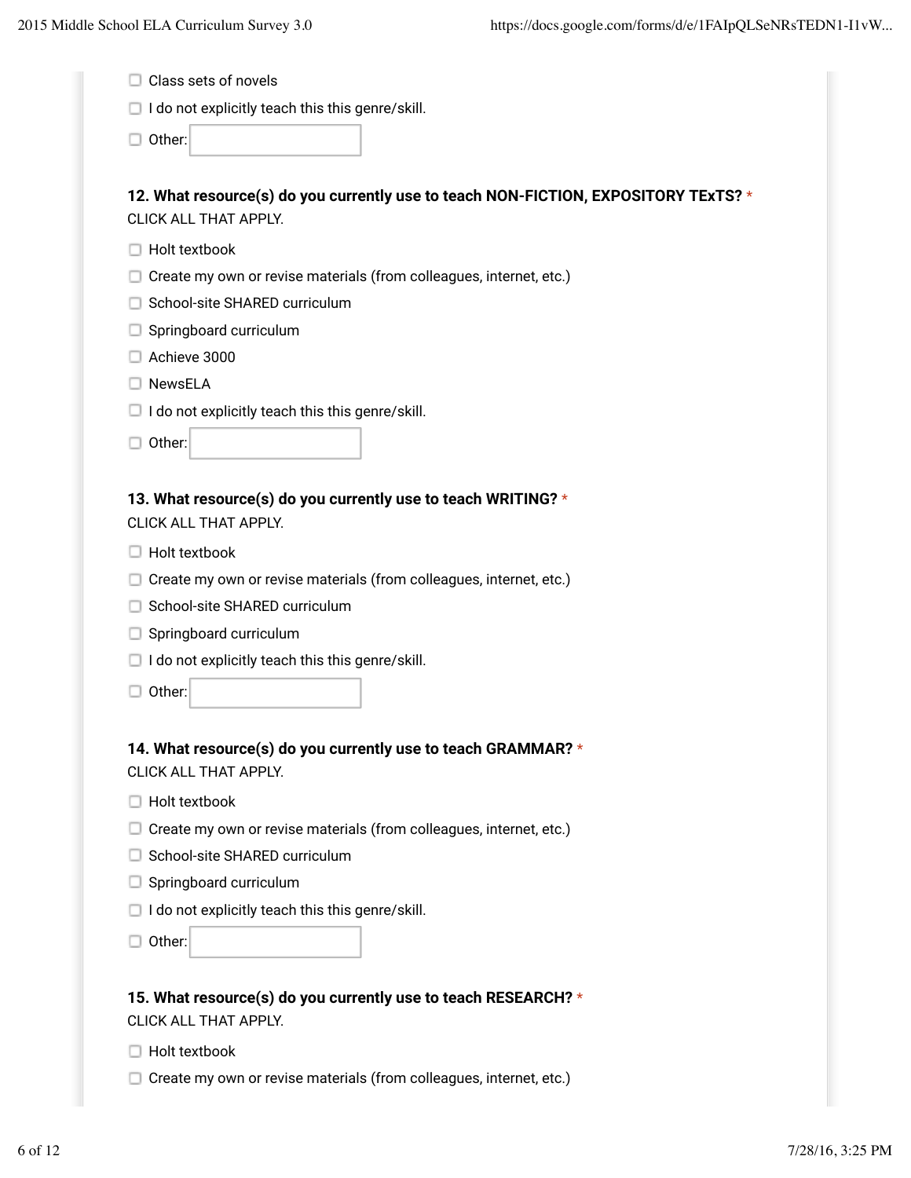- ☐ Class sets of novels
- ☐ I do not explicitly teach this this genre/skill.
- ☐ Other: ______

**12. What resource(s) do you currently use to teach NON-FICTION, EXPOSITORY TExTS?** *

CLICK ALL THAT APPLY.

- ☐ Holt textbook
- ☐ Create my own or revise materials (from colleagues, internet, etc.)
- ☐ School-site SHARED curriculum
- ☐ Springboard curriculum
- ☐ Achieve 3000
- ☐ NewsELA
- ☐ I do not explicitly teach this this genre/skill.
- ☐ Other: ______

**13. What resource(s) do you currently use to teach WRITING?** *

CLICK ALL THAT APPLY.

- ☐ Holt textbook
- ☐ Create my own or revise materials (from colleagues, internet, etc.)
- ☐ School-site SHARED curriculum
- ☐ Springboard curriculum
- ☐ I do not explicitly teach this this genre/skill.
- ☐ Other: ______

**14. What resource(s) do you currently use to teach GRAMMAR?** *

CLICK ALL THAT APPLY.

- ☐ Holt textbook
- ☐ Create my own or revise materials (from colleagues, internet, etc.)
- ☐ School-site SHARED curriculum
- ☐ Springboard curriculum
- ☐ I do not explicitly teach this this genre/skill.
- ☐ Other: ______

**15. What resource(s) do you currently use to teach RESEARCH?** *

CLICK ALL THAT APPLY.

- ☐ Holt textbook
- ☐ Create my own or revise materials (from colleagues, internet, etc.)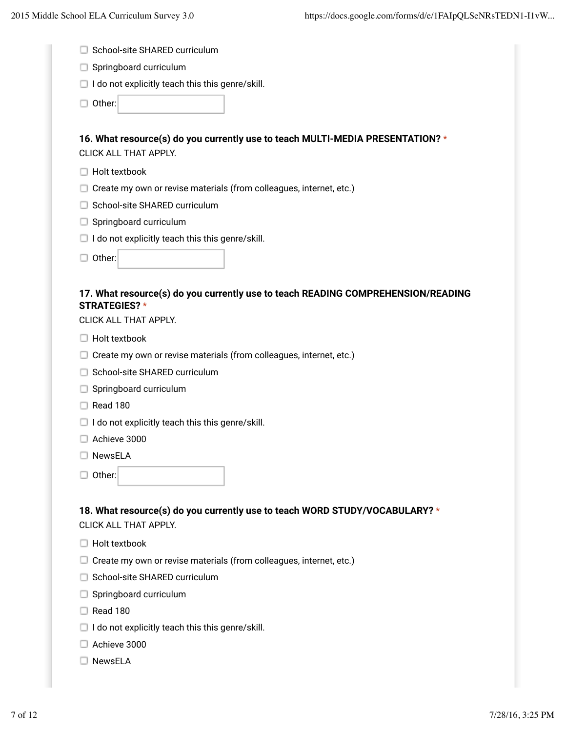- ☐ School-site SHARED curriculum
- ☐ Springboard curriculum
- ☐ I do not explicitly teach this this genre/skill.
- ☐ Other:

**16. What resource(s) do you currently use to teach MULTI-MEDIA PRESENTATION?** *

CLICK ALL THAT APPLY.

- ☐ Holt textbook
- ☐ Create my own or revise materials (from colleagues, internet, etc.)
- ☐ School-site SHARED curriculum
- ☐ Springboard curriculum
- ☐ I do not explicitly teach this this genre/skill.
- ☐ Other:

**17. What resource(s) do you currently use to teach READING COMPREHENSION/READING STRATEGIES?** *

CLICK ALL THAT APPLY.

- ☐ Holt textbook
- ☐ Create my own or revise materials (from colleagues, internet, etc.)
- ☐ School-site SHARED curriculum
- ☐ Springboard curriculum
- ☐ Read 180
- ☐ I do not explicitly teach this this genre/skill.
- ☐ Achieve 3000
- ☐ NewsELA
- ☐ Other:

**18. What resource(s) do you currently use to teach WORD STUDY/VOCABULARY?** *

CLICK ALL THAT APPLY.

- ☐ Holt textbook
- ☐ Create my own or revise materials (from colleagues, internet, etc.)
- ☐ School-site SHARED curriculum
- ☐ Springboard curriculum
- ☐ Read 180
- ☐ I do not explicitly teach this this genre/skill.
- ☐ Achieve 3000
- ☐ NewsELA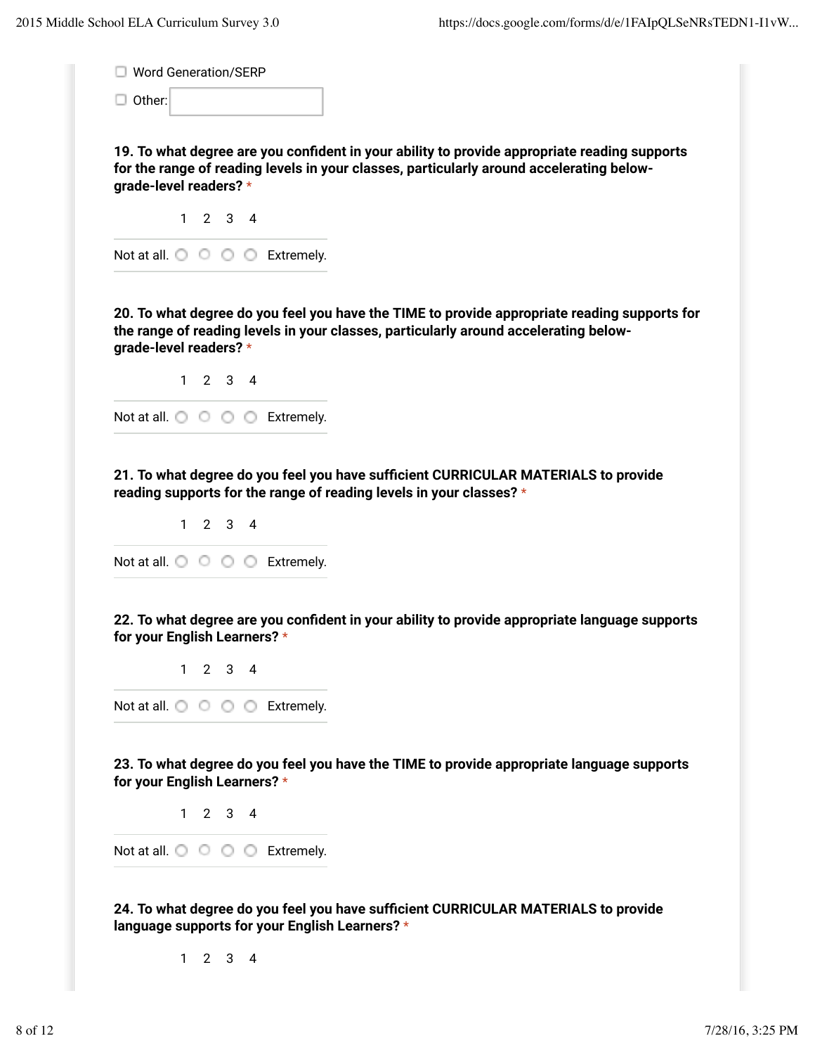- [ ] Word Generation/SERP
- [ ] Other:

**19. To what degree are you confident in your ability to provide appropriate reading supports for the range of reading levels in your classes, particularly around accelerating below-grade-level readers?** *

| | 1 | 2 | 3 | 4 | |
|---|---|---|---|---|---|
| Not at all. | ○ | ○ | ○ | ○ | Extremely. |

**20. To what degree do you feel you have the TIME to provide appropriate reading supports for the range of reading levels in your classes, particularly around accelerating below-grade-level readers?** *

| | 1 | 2 | 3 | 4 | |
|---|---|---|---|---|---|
| Not at all. | ○ | ○ | ○ | ○ | Extremely. |

**21. To what degree do you feel you have sufficient CURRICULAR MATERIALS to provide reading supports for the range of reading levels in your classes?** *

| | 1 | 2 | 3 | 4 | |
|---|---|---|---|---|---|
| Not at all. | ○ | ○ | ○ | ○ | Extremely. |

**22. To what degree are you confident in your ability to provide appropriate language supports for your English Learners?** *

| | 1 | 2 | 3 | 4 | |
|---|---|---|---|---|---|
| Not at all. | ○ | ○ | ○ | ○ | Extremely. |

**23. To what degree do you feel you have the TIME to provide appropriate language supports for your English Learners?** *

| | 1 | 2 | 3 | 4 | |
|---|---|---|---|---|---|
| Not at all. | ○ | ○ | ○ | ○ | Extremely. |

**24. To what degree do you feel you have sufficient CURRICULAR MATERIALS to provide language supports for your English Learners?** *

1 2 3 4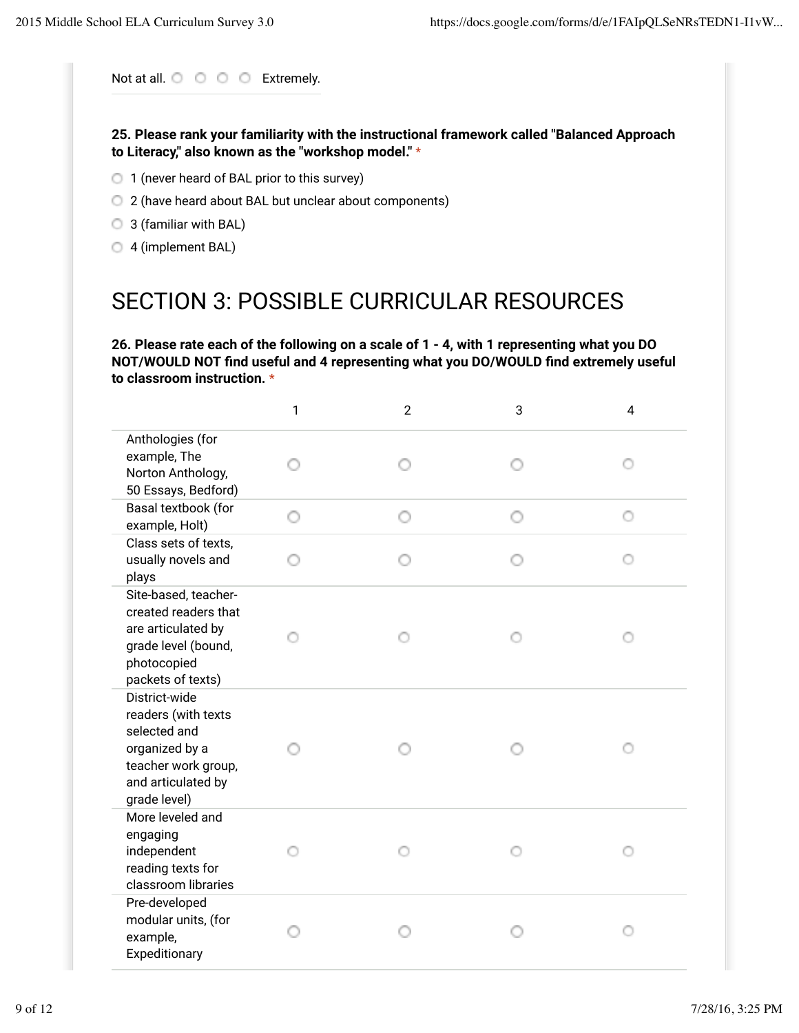Not at all. ○ ○ ○ ○ Extremely.

**25. Please rank your familiarity with the instructional framework called "Balanced Approach to Literacy," also known as the "workshop model."** *

- ○ 1 (never heard of BAL prior to this survey)
- ○ 2 (have heard about BAL but unclear about components)
- ○ 3 (familiar with BAL)
- ○ 4 (implement BAL)

# SECTION 3: POSSIBLE CURRICULAR RESOURCES

**26. Please rate each of the following on a scale of 1 - 4, with 1 representing what you DO NOT/WOULD NOT find useful and 4 representing what you DO/WOULD find extremely useful to classroom instruction.** *

| | 1 | 2 | 3 | 4 |
|---|---|---|---|---|
| Anthologies (for example, The Norton Anthology, 50 Essays, Bedford) | ○ | ○ | ○ | ○ |
| Basal textbook (for example, Holt) | ○ | ○ | ○ | ○ |
| Class sets of texts, usually novels and plays | ○ | ○ | ○ | ○ |
| Site-based, teacher-created readers that are articulated by grade level (bound, photocopied packets of texts) | ○ | ○ | ○ | ○ |
| District-wide readers (with texts selected and organized by a teacher work group, and articulated by grade level) | ○ | ○ | ○ | ○ |
| More leveled and engaging independent reading texts for classroom libraries | ○ | ○ | ○ | ○ |
| Pre-developed modular units, (for example, Expeditionary | ○ | ○ | ○ | ○ |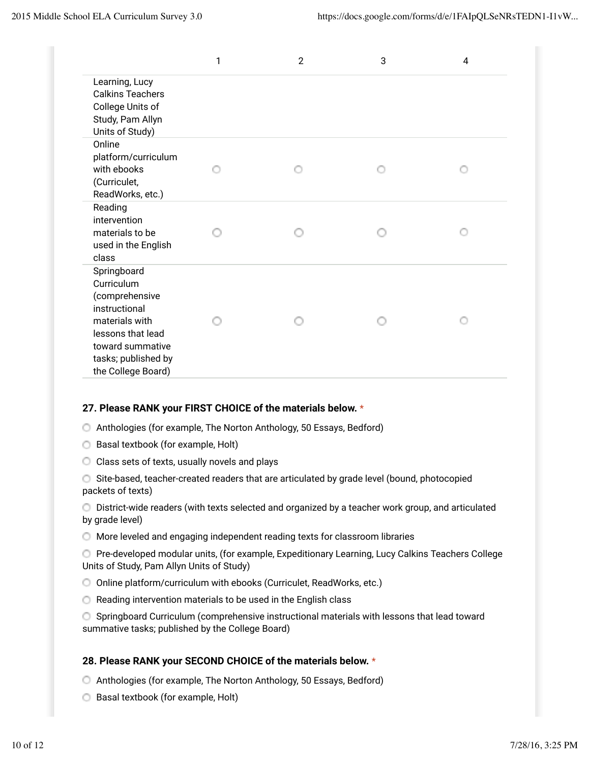| | 1 | 2 | 3 | 4 |
|---|---|---|---|---|
| Learning, Lucy Calkins Teachers College Units of Study, Pam Allyn Units of Study) | | | | |
| Online platform/curriculum with ebooks (Curriculet, ReadWorks, etc.) | ○ | ○ | ○ | ○ |
| Reading intervention materials to be used in the English class | ○ | ○ | ○ | ○ |
| Springboard Curriculum (comprehensive instructional materials with lessons that lead toward summative tasks; published by the College Board) | ○ | ○ | ○ | ○ |

**27. Please RANK your FIRST CHOICE of the materials below.** *

- ○ Anthologies (for example, The Norton Anthology, 50 Essays, Bedford)
- ○ Basal textbook (for example, Holt)
- ○ Class sets of texts, usually novels and plays
- ○ Site-based, teacher-created readers that are articulated by grade level (bound, photocopied packets of texts)
- ○ District-wide readers (with texts selected and organized by a teacher work group, and articulated by grade level)
- ○ More leveled and engaging independent reading texts for classroom libraries
- ○ Pre-developed modular units, (for example, Expeditionary Learning, Lucy Calkins Teachers College Units of Study, Pam Allyn Units of Study)
- ○ Online platform/curriculum with ebooks (Curriculet, ReadWorks, etc.)
- ○ Reading intervention materials to be used in the English class
- ○ Springboard Curriculum (comprehensive instructional materials with lessons that lead toward summative tasks; published by the College Board)

**28. Please RANK your SECOND CHOICE of the materials below.** *

- ○ Anthologies (for example, The Norton Anthology, 50 Essays, Bedford)
- ○ Basal textbook (for example, Holt)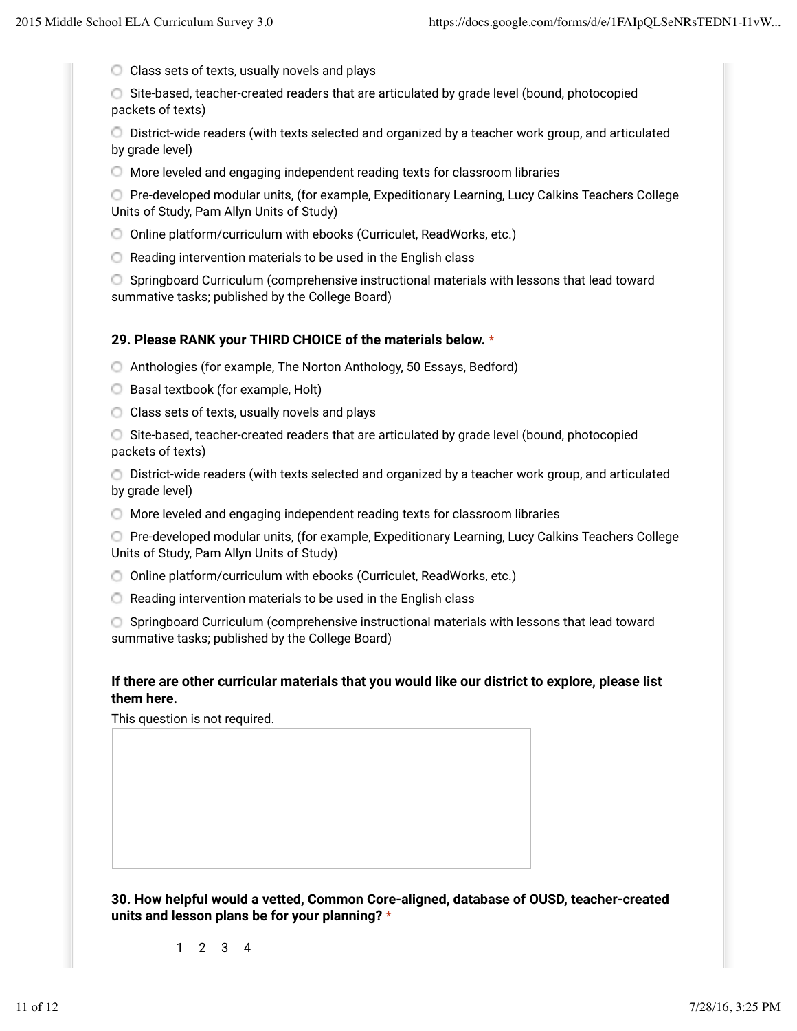- Class sets of texts, usually novels and plays
- Site-based, teacher-created readers that are articulated by grade level (bound, photocopied packets of texts)
- District-wide readers (with texts selected and organized by a teacher work group, and articulated by grade level)
- More leveled and engaging independent reading texts for classroom libraries
- Pre-developed modular units, (for example, Expeditionary Learning, Lucy Calkins Teachers College Units of Study, Pam Allyn Units of Study)
- Online platform/curriculum with ebooks (Curriculet, ReadWorks, etc.)
- Reading intervention materials to be used in the English class
- Springboard Curriculum (comprehensive instructional materials with lessons that lead toward summative tasks; published by the College Board)

**29. Please RANK your THIRD CHOICE of the materials below.** *

- Anthologies (for example, The Norton Anthology, 50 Essays, Bedford)
- Basal textbook (for example, Holt)
- Class sets of texts, usually novels and plays
- Site-based, teacher-created readers that are articulated by grade level (bound, photocopied packets of texts)
- District-wide readers (with texts selected and organized by a teacher work group, and articulated by grade level)
- More leveled and engaging independent reading texts for classroom libraries
- Pre-developed modular units, (for example, Expeditionary Learning, Lucy Calkins Teachers College Units of Study, Pam Allyn Units of Study)
- Online platform/curriculum with ebooks (Curriculet, ReadWorks, etc.)
- Reading intervention materials to be used in the English class
- Springboard Curriculum (comprehensive instructional materials with lessons that lead toward summative tasks; published by the College Board)

**If there are other curricular materials that you would like our district to explore, please list them here.**

This question is not required.

**30. How helpful would a vetted, Common Core-aligned, database of OUSD, teacher-created units and lesson plans be for your planning?** *

1 2 3 4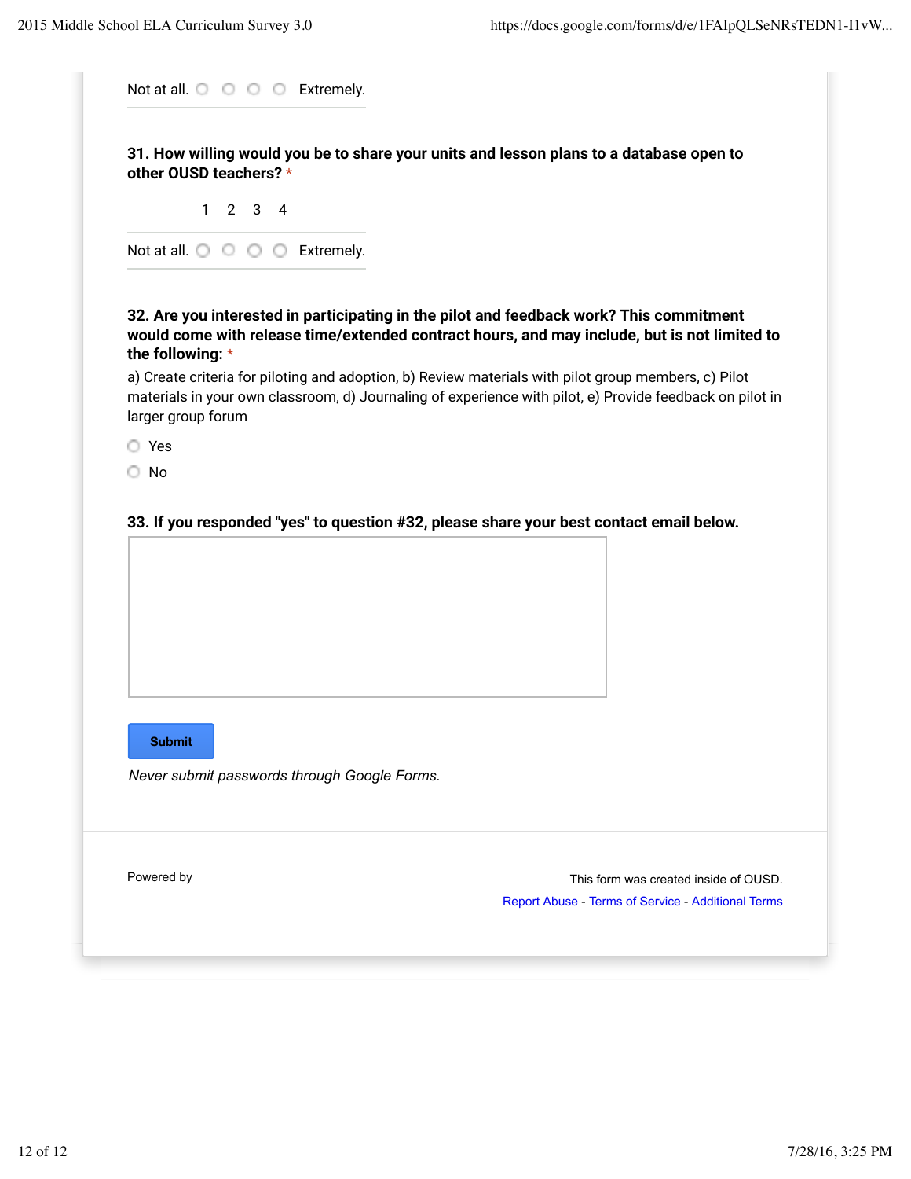Not at all. ○ ○ ○ ○ Extremely.

**31. How willing would you be to share your units and lesson plans to a database open to other OUSD teachers?** *

| | 1 | 2 | 3 | 4 | |
|---|---|---|---|---|---|
| Not at all. | ○ | ○ | ○ | ○ | Extremely. |

**32. Are you interested in participating in the pilot and feedback work? This commitment would come with release time/extended contract hours, and may include, but is not limited to the following:** *

a) Create criteria for piloting and adoption, b) Review materials with pilot group members, c) Pilot materials in your own classroom, d) Journaling of experience with pilot, e) Provide feedback on pilot in larger group forum

○ Yes

○ No

**33. If you responded "yes" to question #32, please share your best contact email below.**

Submit

*Never submit passwords through Google Forms.*

Powered by

This form was created inside of OUSD.

Report Abuse - Terms of Service - Additional Terms